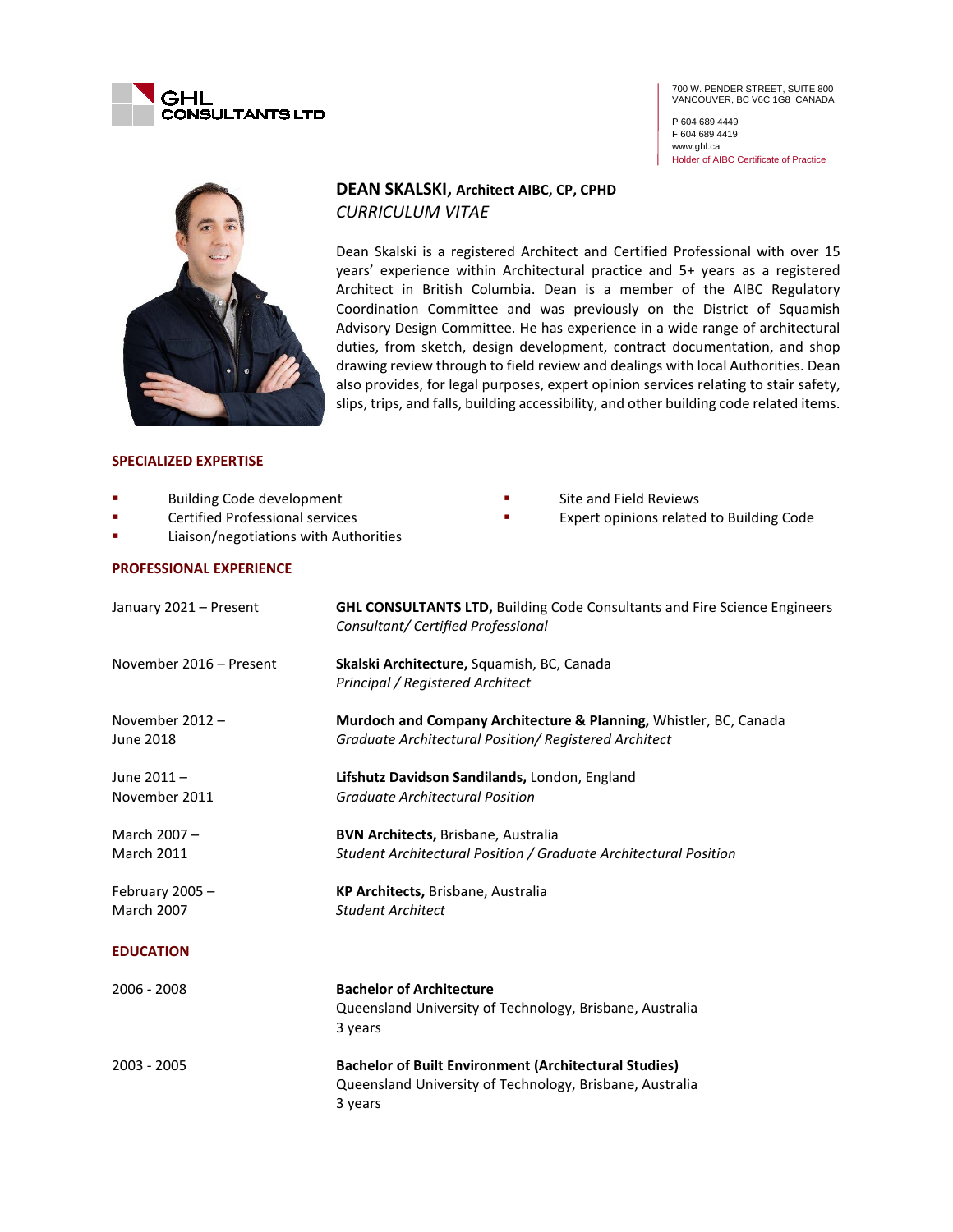GHL CONSULTANTS LTD

700 W. PENDER STREET, SUITE 800
VANCOUVER, BC V6C 1G8 CANADA

P 604 689 4449
F 604 689 4419
www.ghl.ca
Holder of AIBC Certificate of Practice

# DEAN SKALSKI, Architect AIBC, CP, CPHD

*CURRICULUM VITAE*

Dean Skalski is a registered Architect and Certified Professional with over 15 years' experience within Architectural practice and 5+ years as a registered Architect in British Columbia. Dean is a member of the AIBC Regulatory Coordination Committee and was previously on the District of Squamish Advisory Design Committee. He has experience in a wide range of architectural duties, from sketch, design development, contract documentation, and shop drawing review through to field review and dealings with local Authorities. Dean also provides, for legal purposes, expert opinion services relating to stair safety, slips, trips, and falls, building accessibility, and other building code related items.

## SPECIALIZED EXPERTISE

- Building Code development
- Certified Professional services
- Liaison/negotiations with Authorities
- Site and Field Reviews
- Expert opinions related to Building Code

## PROFESSIONAL EXPERIENCE

| | |
|---|---|
| January 2021 – Present | **GHL CONSULTANTS LTD,** Building Code Consultants and Fire Science Engineers<br>*Consultant/ Certified Professional* |
| November 2016 – Present | **Skalski Architecture,** Squamish, BC, Canada<br>*Principal / Registered Architect* |
| November 2012 – June 2018 | **Murdoch and Company Architecture & Planning,** Whistler, BC, Canada<br>*Graduate Architectural Position/ Registered Architect* |
| June 2011 – November 2011 | **Lifshutz Davidson Sandilands,** London, England<br>*Graduate Architectural Position* |
| March 2007 – March 2011 | **BVN Architects,** Brisbane, Australia<br>*Student Architectural Position / Graduate Architectural Position* |
| February 2005 – March 2007 | **KP Architects,** Brisbane, Australia<br>*Student Architect* |

## EDUCATION

| | |
|---|---|
| 2006 - 2008 | **Bachelor of Architecture**<br>Queensland University of Technology, Brisbane, Australia<br>3 years |
| 2003 - 2005 | **Bachelor of Built Environment (Architectural Studies)**<br>Queensland University of Technology, Brisbane, Australia<br>3 years |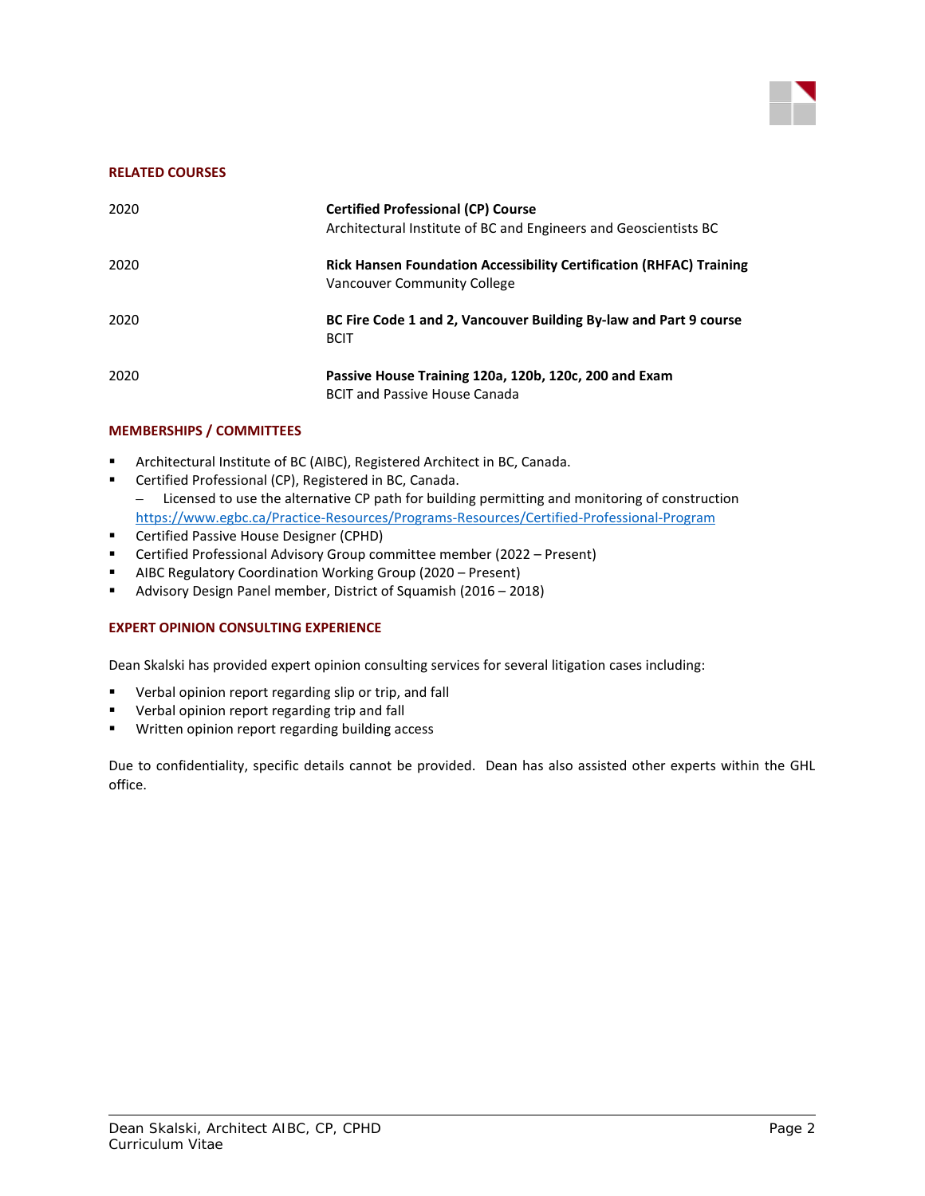## RELATED COURSES

| | |
|---|---|
| 2020 | **Certified Professional (CP) Course**<br>Architectural Institute of BC and Engineers and Geoscientists BC |
| 2020 | **Rick Hansen Foundation Accessibility Certification (RHFAC) Training**<br>Vancouver Community College |
| 2020 | **BC Fire Code 1 and 2, Vancouver Building By-law and Part 9 course**<br>BCIT |
| 2020 | **Passive House Training 120a, 120b, 120c, 200 and Exam**<br>BCIT and Passive House Canada |

## MEMBERSHIPS / COMMITTEES

- Architectural Institute of BC (AIBC), Registered Architect in BC, Canada.
- Certified Professional (CP), Registered in BC, Canada.
  - Licensed to use the alternative CP path for building permitting and monitoring of construction https://www.egbc.ca/Practice-Resources/Programs-Resources/Certified-Professional-Program
- Certified Passive House Designer (CPHD)
- Certified Professional Advisory Group committee member (2022 – Present)
- AIBC Regulatory Coordination Working Group (2020 – Present)
- Advisory Design Panel member, District of Squamish (2016 – 2018)

## EXPERT OPINION CONSULTING EXPERIENCE

Dean Skalski has provided expert opinion consulting services for several litigation cases including:

- Verbal opinion report regarding slip or trip, and fall
- Verbal opinion report regarding trip and fall
- Written opinion report regarding building access

Due to confidentiality, specific details cannot be provided. Dean has also assisted other experts within the GHL office.